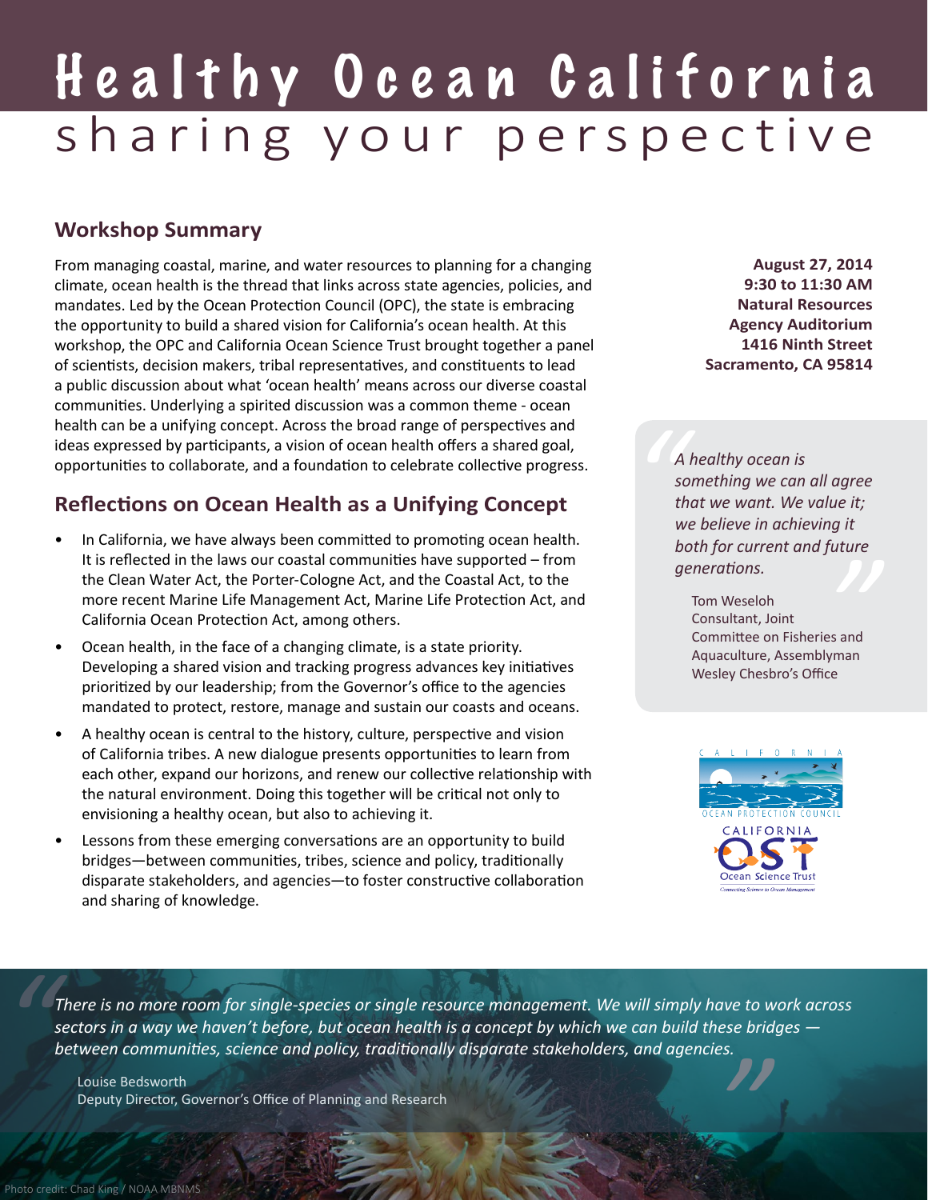# Healthy Ocean California

## sharing your perspective

**August 27, 2014**
**9:30 to 11:30 AM**
**Natural Resources Agency Auditorium**
**1416 Ninth Street**
**Sacramento, CA 95814**

## Workshop Summary

From managing coastal, marine, and water resources to planning for a changing climate, ocean health is the thread that links across state agencies, policies, and mandates. Led by the Ocean Protection Council (OPC), the state is embracing the opportunity to build a shared vision for California's ocean health. At this workshop, the OPC and California Ocean Science Trust brought together a panel of scientists, decision makers, tribal representatives, and constituents to lead a public discussion about what 'ocean health' means across our diverse coastal communities. Underlying a spirited discussion was a common theme - ocean health can be a unifying concept. Across the broad range of perspectives and ideas expressed by participants, a vision of ocean health offers a shared goal, opportunities to collaborate, and a foundation to celebrate collective progress.

> *A healthy ocean is something we can all agree that we want. We value it; we believe in achieving it both for current and future generations.*
>
> Tom Weseloh
> Consultant, Joint Committee on Fisheries and Aquaculture, Assemblyman Wesley Chesbro's Office

## Reflections on Ocean Health as a Unifying Concept

- In California, we have always been committed to promoting ocean health. It is reflected in the laws our coastal communities have supported – from the Clean Water Act, the Porter-Cologne Act, and the Coastal Act, to the more recent Marine Life Management Act, Marine Life Protection Act, and California Ocean Protection Act, among others.
- Ocean health, in the face of a changing climate, is a state priority. Developing a shared vision and tracking progress advances key initiatives prioritized by our leadership; from the Governor's office to the agencies mandated to protect, restore, manage and sustain our coasts and oceans.
- A healthy ocean is central to the history, culture, perspective and vision of California tribes. A new dialogue presents opportunities to learn from each other, expand our horizons, and renew our collective relationship with the natural environment. Doing this together will be critical not only to envisioning a healthy ocean, but also to achieving it.
- Lessons from these emerging conversations are an opportunity to build bridges—between communities, tribes, science and policy, traditionally disparate stakeholders, and agencies—to foster constructive collaboration and sharing of knowledge.

California Ocean Protection Council
California Ocean Science Trust — Connecting Science to Ocean Management

> *There is no more room for single-species or single resource management. We will simply have to work across sectors in a way we haven't before, but ocean health is a concept by which we can build these bridges — between communities, science and policy, traditionally disparate stakeholders, and agencies.*
>
> Louise Bedsworth
> Deputy Director, Governor's Office of Planning and Research

Photo credit: Chad King / NOAA MBNMS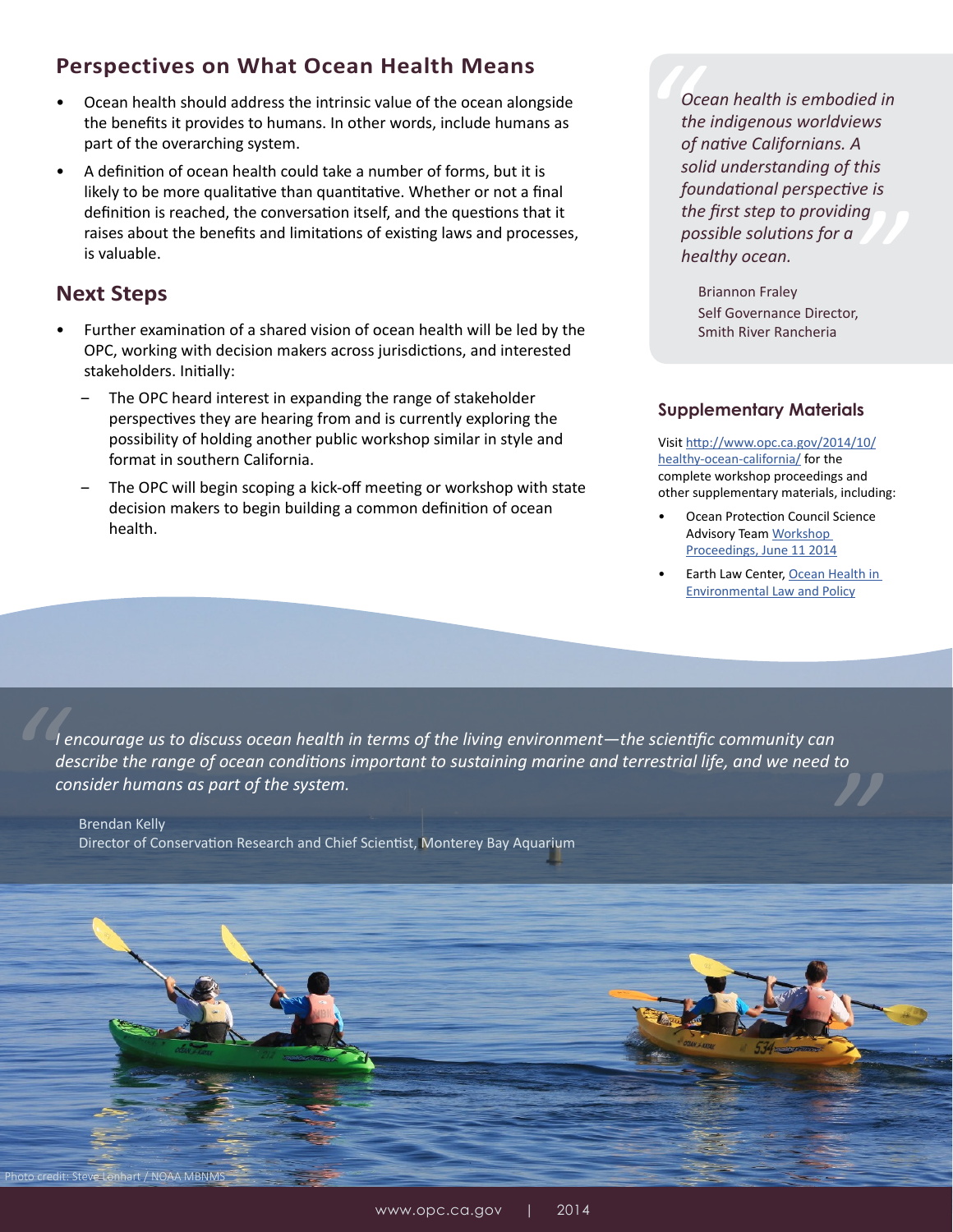## Perspectives on What Ocean Health Means

- Ocean health should address the intrinsic value of the ocean alongside the benefits it provides to humans. In other words, include humans as part of the overarching system.
- A definition of ocean health could take a number of forms, but it is likely to be more qualitative than quantitative. Whether or not a final definition is reached, the conversation itself, and the questions that it raises about the benefits and limitations of existing laws and processes, is valuable.

## Next Steps

- Further examination of a shared vision of ocean health will be led by the OPC, working with decision makers across jurisdictions, and interested stakeholders. Initially:
  - The OPC heard interest in expanding the range of stakeholder perspectives they are hearing from and is currently exploring the possibility of holding another public workshop similar in style and format in southern California.
  - The OPC will begin scoping a kick-off meeting or workshop with state decision makers to begin building a common definition of ocean health.

> *Ocean health is embodied in the indigenous worldviews of native Californians. A solid understanding of this foundational perspective is the first step to providing possible solutions for a healthy ocean.*
>
> Briannon Fraley
> Self Governance Director,
> Smith River Rancheria

### Supplementary Materials

Visit http://www.opc.ca.gov/2014/10/healthy-ocean-california/ for the complete workshop proceedings and other supplementary materials, including:

- Ocean Protection Council Science Advisory Team Workshop Proceedings, June 11 2014
- Earth Law Center, Ocean Health in Environmental Law and Policy

> *I encourage us to discuss ocean health in terms of the living environment—the scientific community can describe the range of ocean conditions important to sustaining marine and terrestrial life, and we need to consider humans as part of the system.*
>
> Brendan Kelly
> Director of Conservation Research and Chief Scientist, Monterey Bay Aquarium

Photo credit: Steve Lonhart / NOAA MBNMS